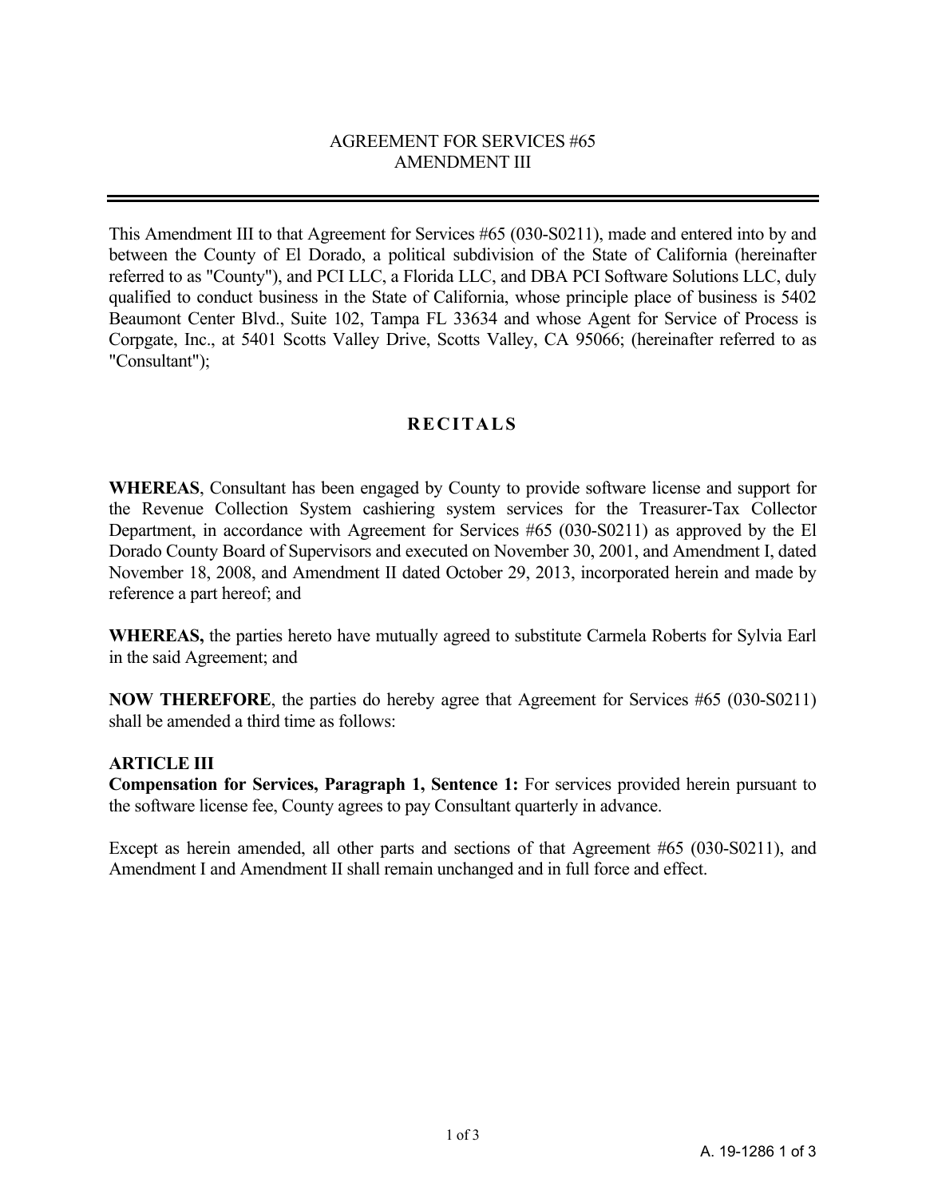# AGREEMENT FOR SERVICES #65
# AMENDMENT III

---

This Amendment III to that Agreement for Services #65 (030-S0211), made and entered into by and between the County of El Dorado, a political subdivision of the State of California (hereinafter referred to as "County"), and PCI LLC, a Florida LLC, and DBA PCI Software Solutions LLC, duly qualified to conduct business in the State of California, whose principle place of business is 5402 Beaumont Center Blvd., Suite 102, Tampa FL 33634 and whose Agent for Service of Process is Corpgate, Inc., at 5401 Scotts Valley Drive, Scotts Valley, CA 95066; (hereinafter referred to as "Consultant");

## R E C I T A L S

**WHEREAS**, Consultant has been engaged by County to provide software license and support for the Revenue Collection System cashiering system services for the Treasurer-Tax Collector Department, in accordance with Agreement for Services #65 (030-S0211) as approved by the El Dorado County Board of Supervisors and executed on November 30, 2001, and Amendment I, dated November 18, 2008, and Amendment II dated October 29, 2013, incorporated herein and made by reference a part hereof; and

**WHEREAS,** the parties hereto have mutually agreed to substitute Carmela Roberts for Sylvia Earl in the said Agreement; and

**NOW THEREFORE**, the parties do hereby agree that Agreement for Services #65 (030-S0211) shall be amended a third time as follows:

**ARTICLE III**
**Compensation for Services, Paragraph 1, Sentence 1:** For services provided herein pursuant to the software license fee, County agrees to pay Consultant quarterly in advance.

Except as herein amended, all other parts and sections of that Agreement #65 (030-S0211), and Amendment I and Amendment II shall remain unchanged and in full force and effect.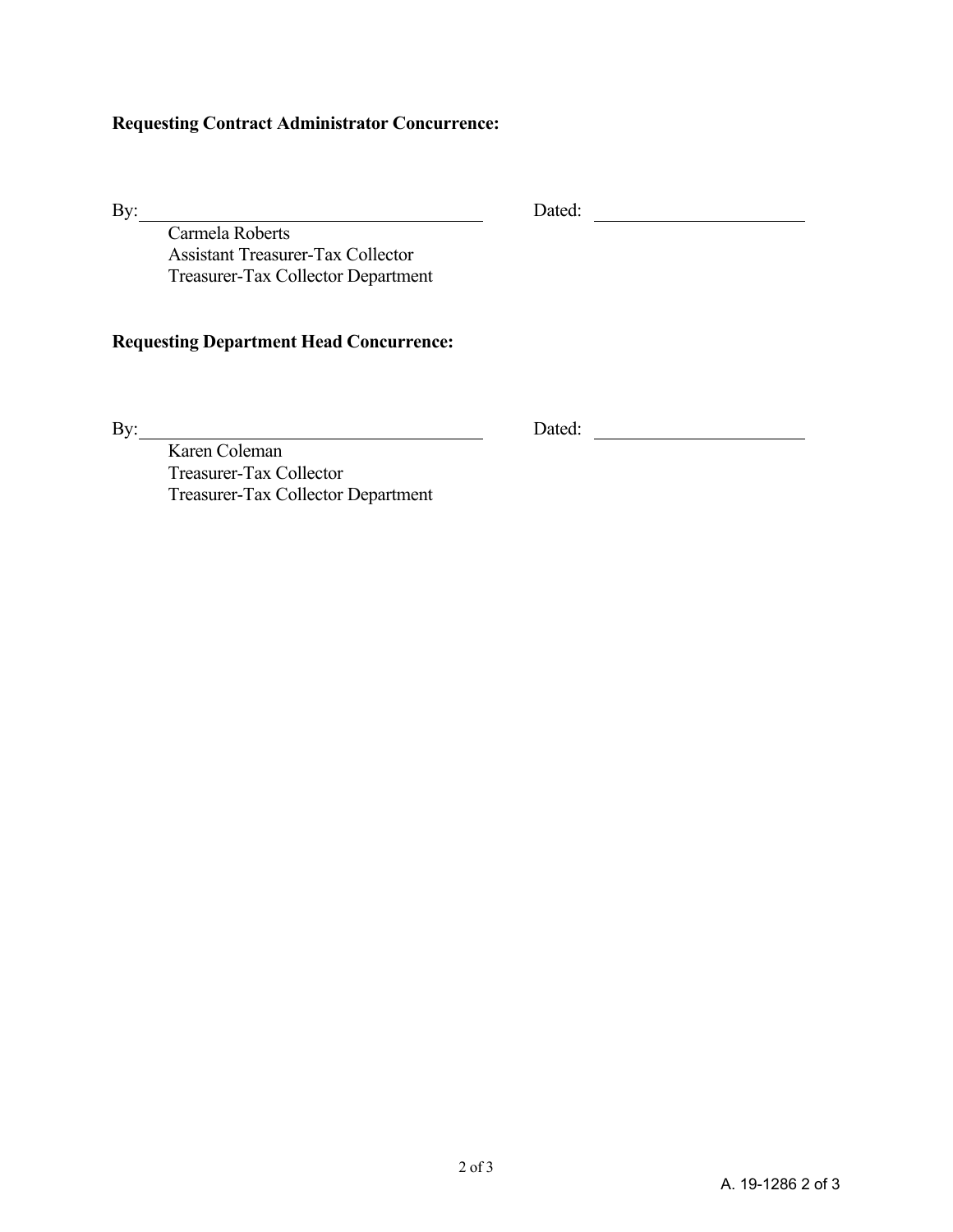**Requesting Contract Administrator Concurrence:**

By: \_\_\_\_\_\_\_\_\_\_\_\_\_\_\_\_\_\_\_\_\_\_\_\_\_\_\_\_\_\_ Dated: \_\_\_\_\_\_\_\_\_\_\_\_\_\_\_\_\_\_\_\_

Carmela Roberts
Assistant Treasurer-Tax Collector
Treasurer-Tax Collector Department

**Requesting Department Head Concurrence:**

By: \_\_\_\_\_\_\_\_\_\_\_\_\_\_\_\_\_\_\_\_\_\_\_\_\_\_\_\_\_\_ Dated: \_\_\_\_\_\_\_\_\_\_\_\_\_\_\_\_\_\_\_\_

Karen Coleman
Treasurer-Tax Collector
Treasurer-Tax Collector Department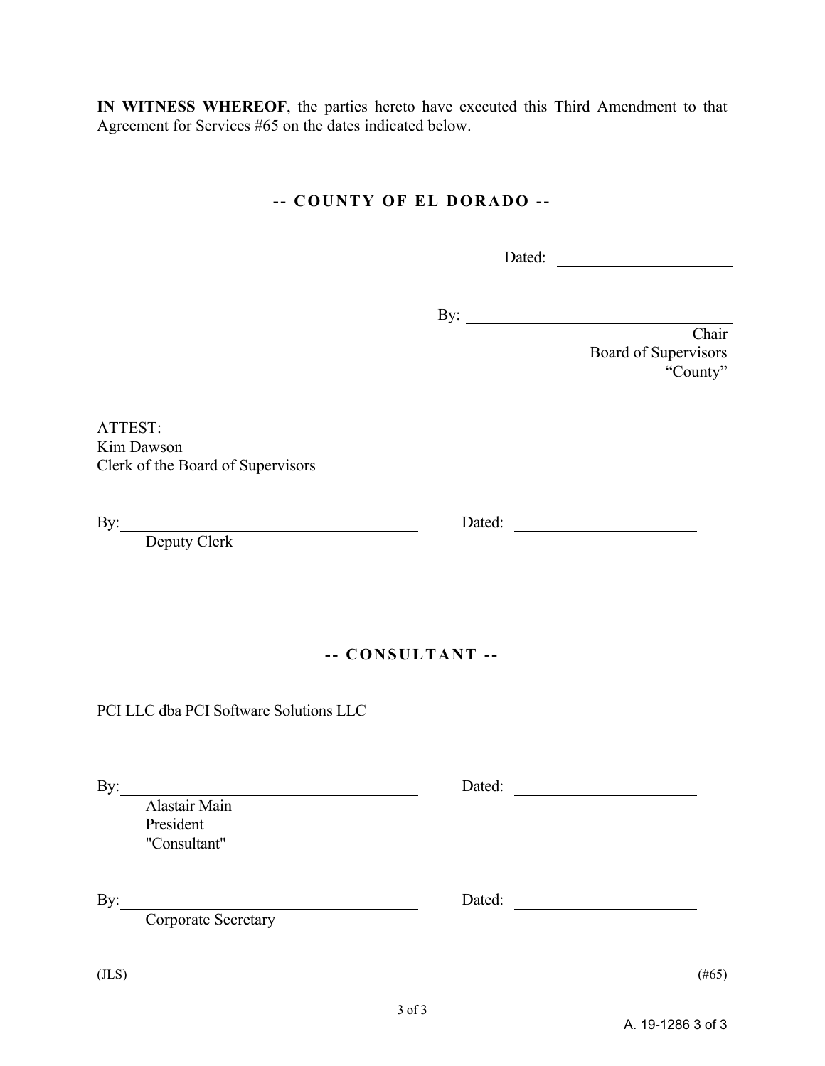**IN WITNESS WHEREOF**, the parties hereto have executed this Third Amendment to that Agreement for Services #65 on the dates indicated below.

**-- COUNTY OF EL DORADO --**

Dated: \_\_\_\_\_\_\_\_\_\_\_\_\_\_\_\_\_\_\_\_

By: \_\_\_\_\_\_\_\_\_\_\_\_\_\_\_\_\_\_\_\_\_\_\_\_\_\_\_\_\_\_
Chair
Board of Supervisors
"County"

ATTEST:
Kim Dawson
Clerk of the Board of Supervisors

By: \_\_\_\_\_\_\_\_\_\_\_\_\_\_\_\_\_\_\_\_\_\_\_\_\_\_\_\_\_\_ Dated: \_\_\_\_\_\_\_\_\_\_\_\_\_\_\_\_\_\_\_\_
Deputy Clerk

**-- CONSULTANT --**

PCI LLC dba PCI Software Solutions LLC

By: \_\_\_\_\_\_\_\_\_\_\_\_\_\_\_\_\_\_\_\_\_\_\_\_\_\_\_\_\_\_ Dated: \_\_\_\_\_\_\_\_\_\_\_\_\_\_\_\_\_\_\_\_
Alastair Main
President
"Consultant"

By: \_\_\_\_\_\_\_\_\_\_\_\_\_\_\_\_\_\_\_\_\_\_\_\_\_\_\_\_\_\_ Dated: \_\_\_\_\_\_\_\_\_\_\_\_\_\_\_\_\_\_\_\_
Corporate Secretary

(JLS) (#65)

A. 19-1286 3 of 3